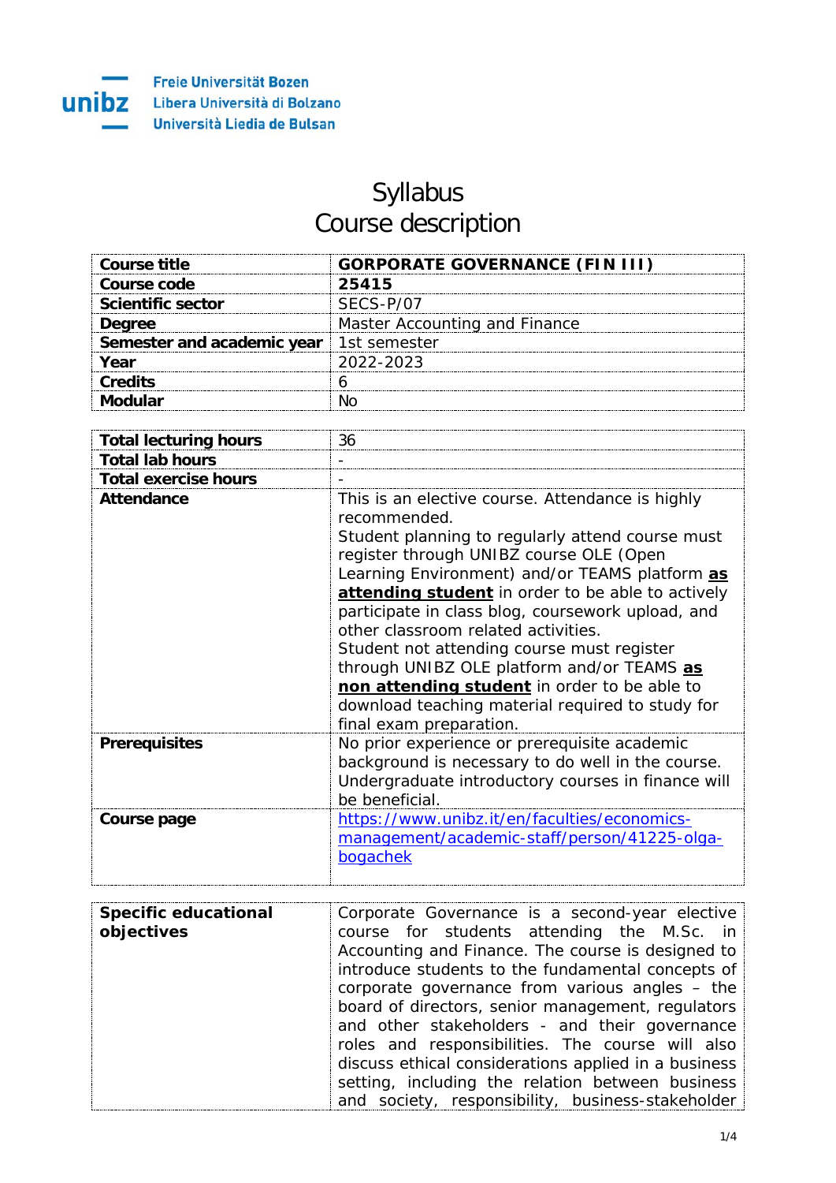Freie Universität Bozen
Libera Università di Bolzano
Università Liedia de Bulsan

# Syllabus
# Course description

| | |
|---|---|
| **Course title** | **GORPORATE GOVERNANCE (FIN III)** |
| **Course code** | **25415** |
| **Scientific sector** | SECS-P/07 |
| **Degree** | Master Accounting and Finance |
| **Semester and academic year** | 1st semester |
| **Year** | 2022-2023 |
| **Credits** | 6 |
| **Modular** | No |

| | |
|---|---|
| **Total lecturing hours** | 36 |
| **Total lab hours** | - |
| **Total exercise hours** | - |
| **Attendance** | This is an elective course. Attendance is highly recommended. Student planning to regularly attend course must register through UNIBZ course OLE (Open Learning Environment) and/or TEAMS platform **as attending student** in order to be able to actively participate in class blog, coursework upload, and other classroom related activities. Student not attending course must register through UNIBZ OLE platform and/or TEAMS **as non attending student** in order to be able to download teaching material required to study for final exam preparation. |
| **Prerequisites** | No prior experience or prerequisite academic background is necessary to do well in the course. Undergraduate introductory courses in finance will be beneficial. |
| **Course page** | https://www.unibz.it/en/faculties/economics-management/academic-staff/person/41225-olga-bogachek |

| | |
|---|---|
| **Specific educational objectives** | Corporate Governance is a second-year elective course for students attending the M.Sc. in Accounting and Finance. The course is designed to introduce students to the fundamental concepts of corporate governance from various angles – the board of directors, senior management, regulators and other stakeholders - and their governance roles and responsibilities. The course will also discuss ethical considerations applied in a business setting, including the relation between business and society, responsibility, business-stakeholder |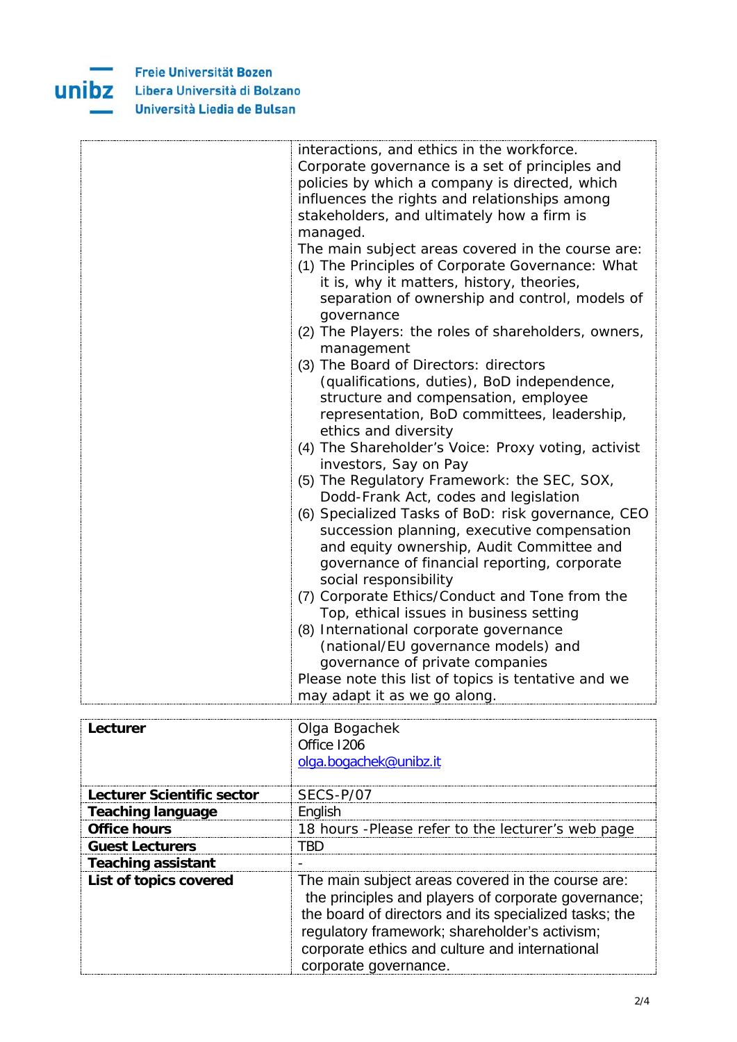| | |
|---|---|
| | interactions, and ethics in the workforce.<br>Corporate governance is a set of principles and policies by which a company is directed, which influences the rights and relationships among stakeholders, and ultimately how a firm is managed.<br>The main subject areas covered in the course are:<br>(1) The Principles of Corporate Governance: What it is, why it matters, history, theories, separation of ownership and control, models of governance<br>(2) The Players: the roles of shareholders, owners, management<br>(3) The Board of Directors: directors (qualifications, duties), BoD independence, structure and compensation, employee representation, BoD committees, leadership, ethics and diversity<br>(4) The Shareholder's Voice: Proxy voting, activist investors, Say on Pay<br>(5) The Regulatory Framework: the SEC, SOX, Dodd-Frank Act, codes and legislation<br>(6) Specialized Tasks of BoD: risk governance, CEO succession planning, executive compensation and equity ownership, Audit Committee and governance of financial reporting, corporate social responsibility<br>(7) Corporate Ethics/Conduct and Tone from the Top, ethical issues in business setting<br>(8) International corporate governance (national/EU governance models) and governance of private companies<br>Please note this list of topics is tentative and we may adapt it as we go along. |

| | |
|---|---|
| **Lecturer** | Olga Bogachek<br>Office I206<br>olga.bogachek@unibz.it |
| **Lecturer Scientific sector** | SECS-P/07 |
| **Teaching language** | English |
| **Office hours** | 18 hours -Please refer to the lecturer's web page |
| **Guest Lecturers** | TBD |
| **Teaching assistant** | - |
| **List of topics covered** | The main subject areas covered in the course are: the principles and players of corporate governance; the board of directors and its specialized tasks; the regulatory framework; shareholder's activism; corporate ethics and culture and international corporate governance. |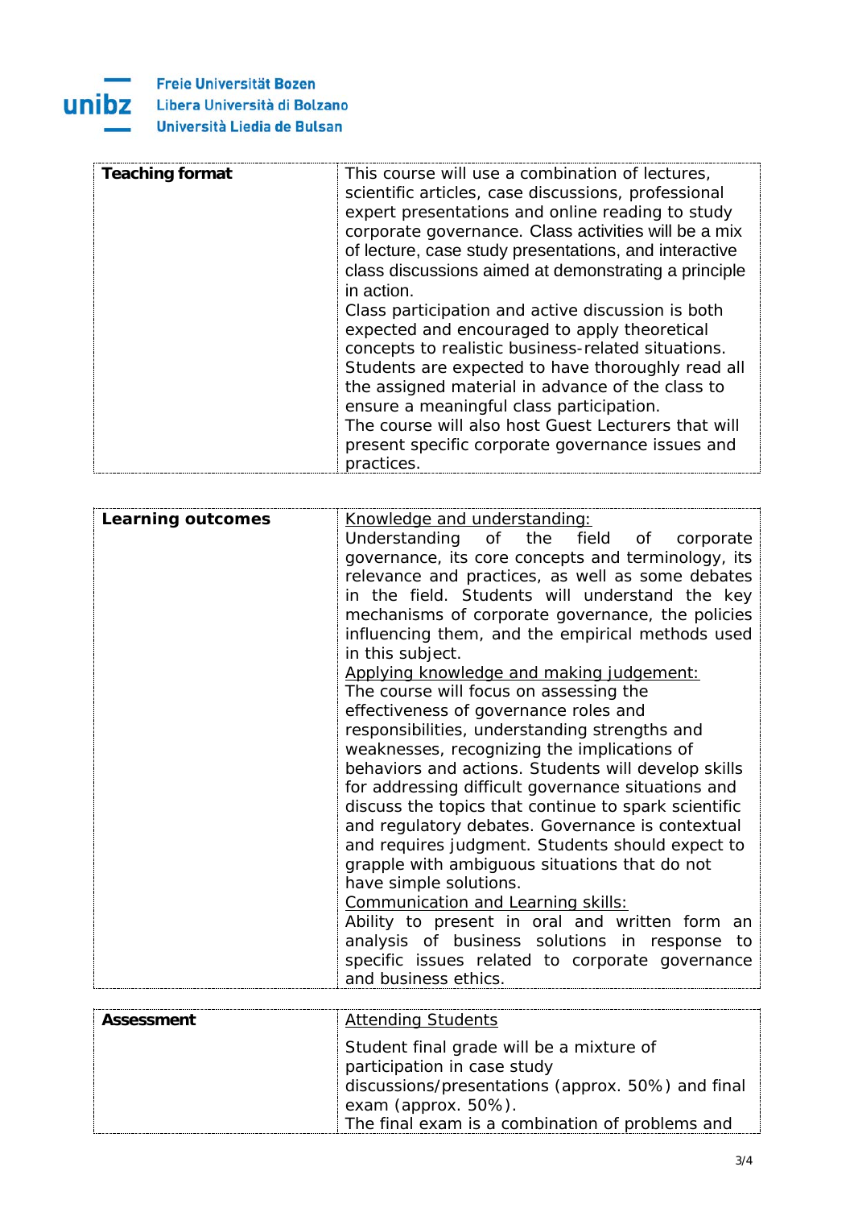| | |
|---|---|
| **Teaching format** | This course will use a combination of lectures, scientific articles, case discussions, professional expert presentations and online reading to study corporate governance. Class activities will be a mix of lecture, case study presentations, and interactive class discussions aimed at demonstrating a principle in action.<br>Class participation and active discussion is both expected and encouraged to apply theoretical concepts to realistic business-related situations. Students are expected to have thoroughly read all the assigned material in advance of the class to ensure a meaningful class participation.<br>The course will also host Guest Lecturers that will present specific corporate governance issues and practices. |

| | |
|---|---|
| **Learning outcomes** | <u>Knowledge and understanding:</u><br>Understanding of the field of corporate governance, its core concepts and terminology, its relevance and practices, as well as some debates in the field. Students will understand the key mechanisms of corporate governance, the policies influencing them, and the empirical methods used in this subject.<br><u>Applying knowledge and making judgement:</u><br>The course will focus on assessing the effectiveness of governance roles and responsibilities, understanding strengths and weaknesses, recognizing the implications of behaviors and actions. Students will develop skills for addressing difficult governance situations and discuss the topics that continue to spark scientific and regulatory debates. Governance is contextual and requires judgment. Students should expect to grapple with ambiguous situations that do not have simple solutions.<br><u>Communication and Learning skills:</u><br>Ability to present in oral and written form an analysis of business solutions in response to specific issues related to corporate governance and business ethics. |

| | |
|---|---|
| **Assessment** | <u>Attending Students</u><br><br>Student final grade will be a mixture of participation in case study discussions/presentations (approx. 50%) and final exam (approx. 50%).<br>The final exam is a combination of problems and |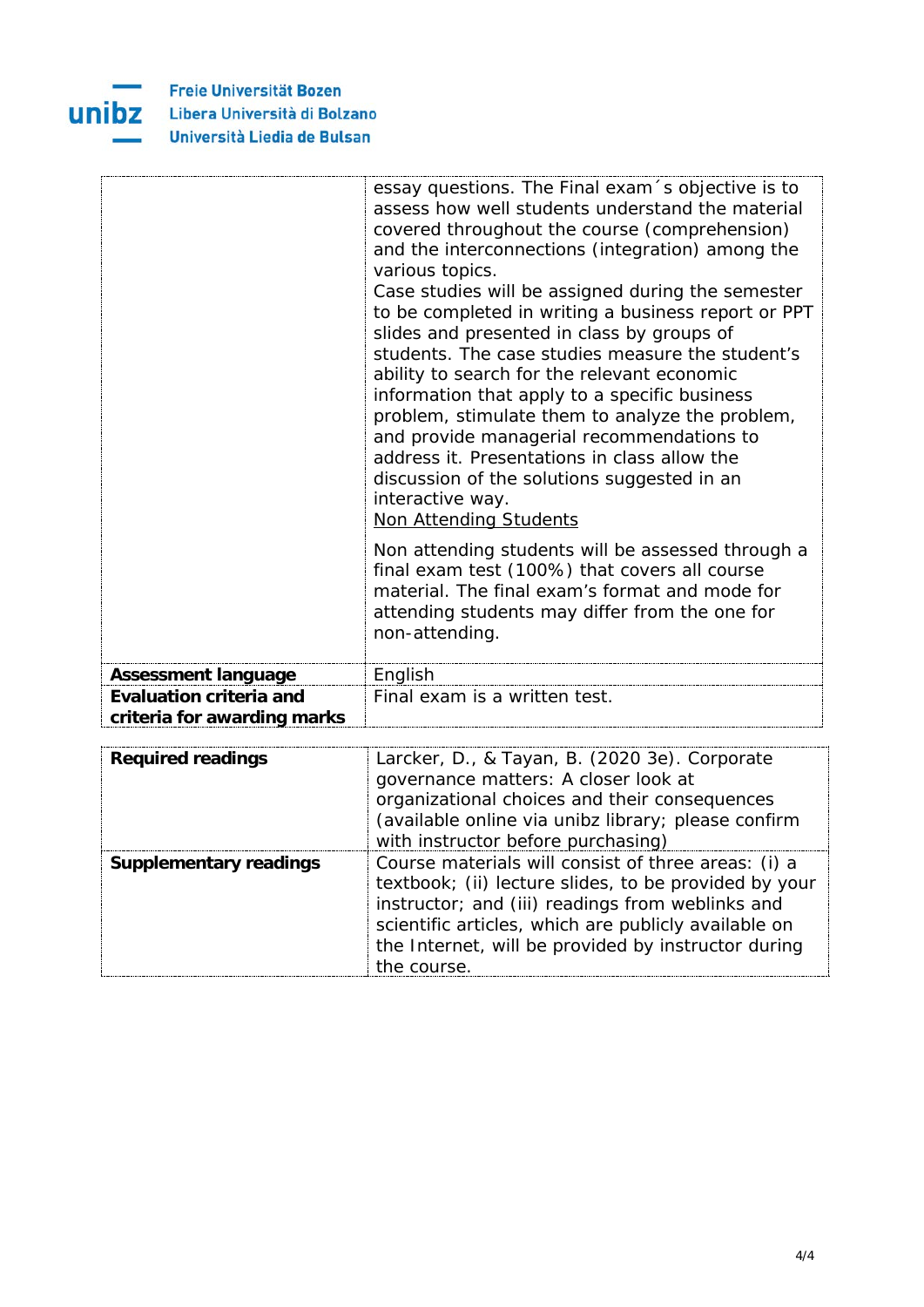| | |
|---|---|
| | essay questions. The Final exam´s objective is to assess how well students understand the material covered throughout the course (comprehension) and the interconnections (integration) among the various topics.<br>Case studies will be assigned during the semester to be completed in writing a business report or PPT slides and presented in class by groups of students. The case studies measure the student's ability to search for the relevant economic information that apply to a specific business problem, stimulate them to analyze the problem, and provide managerial recommendations to address it. Presentations in class allow the discussion of the solutions suggested in an interactive way.<br><u>Non Attending Students</u><br>Non attending students will be assessed through a final exam test (100%) that covers all course material. The final exam's format and mode for attending students may differ from the one for non-attending. |
| **Assessment language** | English |
| **Evaluation criteria and criteria for awarding marks** | Final exam is a written test. |

| | |
|---|---|
| **Required readings** | Larcker, D., & Tayan, B. (2020 3e). Corporate governance matters: A closer look at organizational choices and their consequences (available online via unibz library; please confirm with instructor before purchasing) |
| **Supplementary readings** | Course materials will consist of three areas: (i) a textbook; (ii) lecture slides, to be provided by your instructor; and (iii) readings from weblinks and scientific articles, which are publicly available on the Internet, will be provided by instructor during the course. |